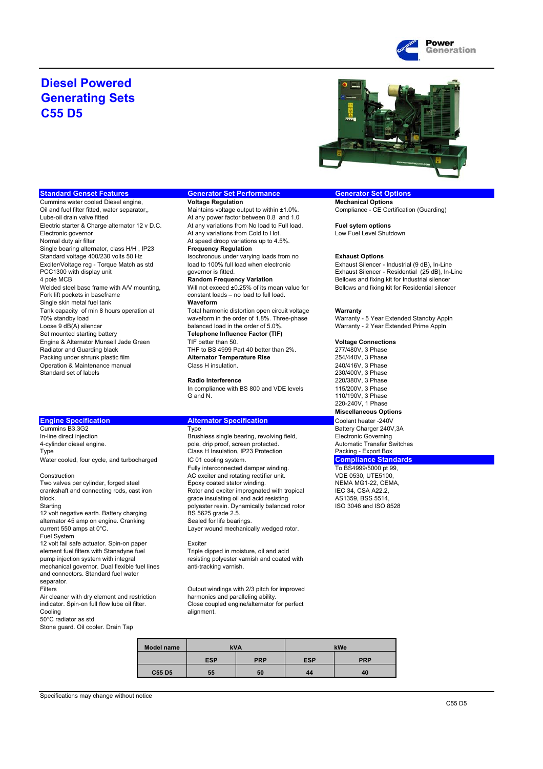# Diesel Powered Generating Sets C55 D5

## Standard Genset Features

Cummins water cooled Diesel engine,
Oil and fuel filter fitted, water separator,,
Lube-oil drain valve fitted
Electric starter & Charge alternator 12 v D.C.
Electronic governor
Normal duty air filter
Single bearing alternator, class H/H , IP23
Standard voltage 400/230 volts 50 Hz
Exciter/Voltage reg - Torque Match as std
PCC1300 with display unit
4 pole MCB
Welded steel base frame with A/V mounting,
Fork lift pockets in baseframe
Single skin metal fuel tank
Tank capacity of min 8 hours operation at
70% standby load
Loose 9 dB(A) silencer
Set mounted starting battery
Engine & Alternator Munsell Jade Green
Radiator and Guarding black
Packing under shrunk plastic film
Operation & Maintenance manual
Standard set of labels

## Generator Set Performance

**Voltage Regulation**
Maintains voltage output to within ±1.0%.
At any power factor between 0.8 and 1.0
At any variations from No load to Full load.
At any variations from Cold to Hot.
At speed droop variations up to 4.5%.

**Frequency Regulation**
Isochronous under varying loads from no load to 100% full load when electronic governor is fitted.

**Random Frequency Variation**
Will not exceed ±0.25% of its mean value for constant loads – no load to full load.

**Waveform**
Total harmonic distortion open circuit voltage waveform in the order of 1.8%. Three-phase balanced load in the order of 5.0%.

**Telephone Influence Factor (TIF)**
TIF better than 50.
THF to BS 4999 Part 40 better than 2%.

**Alternator Temperature Rise**
Class H insulation.

**Radio Interference**
In compliance with BS 800 and VDE levels G and N.

## Generator Set Options

**Mechanical Options**
Compliance - CE Certification (Guarding)

**Fuel sytem options**
Low Fuel Level Shutdown

**Exhaust Options**
Exhaust Silencer - Industrial (9 dB), In-Line
Exhaust Silencer - Residential (25 dB), In-Line
Bellows and fixing kit for Industrial silencer
Bellows and fixing kit for Residential silencer

**Warranty**
Warranty - 5 Year Extended Standby Appln
Warranty - 2 Year Extended Prime Appln

**Voltage Connections**
277/480V, 3 Phase
254/440V, 3 Phase
240/416V, 3 Phase
230/400V, 3 Phase
220/380V, 3 Phase
115/200V, 3 Phase
110/190V, 3 Phase
220-240V, 1 Phase

**Miscellaneous Options**
Coolant heater -240V
Battery Charger 240V,3A
Electronic Governing
Automatic Transfer Switches
Packing - Export Box

## Compliance Standards

To BS4999/5000 pt 99,
VDE 0530, UTE5100,
NEMA MG1-22, CEMA,
IEC 34, CSA A22.2,
AS1359, BSS 5514,
ISO 3046 and ISO 8528

## Engine Specification

Cummins B3.3G2
In-line direct injection
4-cylinder diesel engine.

Type
Water cooled, four cycle, and turbocharged

Construction
Two valves per cylinder, forged steel crankshaft and connecting rods, cast iron block.

Starting
12 volt negative earth. Battery charging alternator 45 amp on engine. Cranking current 550 amps at 0°C.

Fuel System
12 volt fail safe actuator. Spin-on paper element fuel filters with Stanadyne fuel pump injection system with integral mechanical governor. Dual flexible fuel lines and connectors. Standard fuel water separator.

Filters
Air cleaner with dry element and restriction indicator. Spin-on full flow lube oil filter.

Cooling
50°C radiator as std
Stone guard. Oil cooler. Drain Tap

## Alternator Specification

Type
Brushless single bearing, revolving field, pole, drip proof, screen protected.
Class H Insulation, IP23 Protection
IC 01 cooling system.
Fully interconnected damper winding.
AC exciter and rotating rectifier unit.
Epoxy coated stator winding.
Rotor and exciter impregnated with tropical grade insulating oil and acid resisting polyester resin. Dynamically balanced rotor BS 5625 grade 2.5.
Sealed for life bearings.
Layer wound mechanically wedged rotor.

Exciter
Triple dipped in moisture, oil and acid resisting polyester varnish and coated with anti-tracking varnish.

Output windings with 2/3 pitch for improved harmonics and paralleling ability.
Close coupled engine/alternator for perfect alignment.

| Model name | kVA | | kWe | |
|---|---|---|---|---|
| | ESP | PRP | ESP | PRP |
| C55 D5 | 55 | 50 | 44 | 40 |

Specifications may change without notice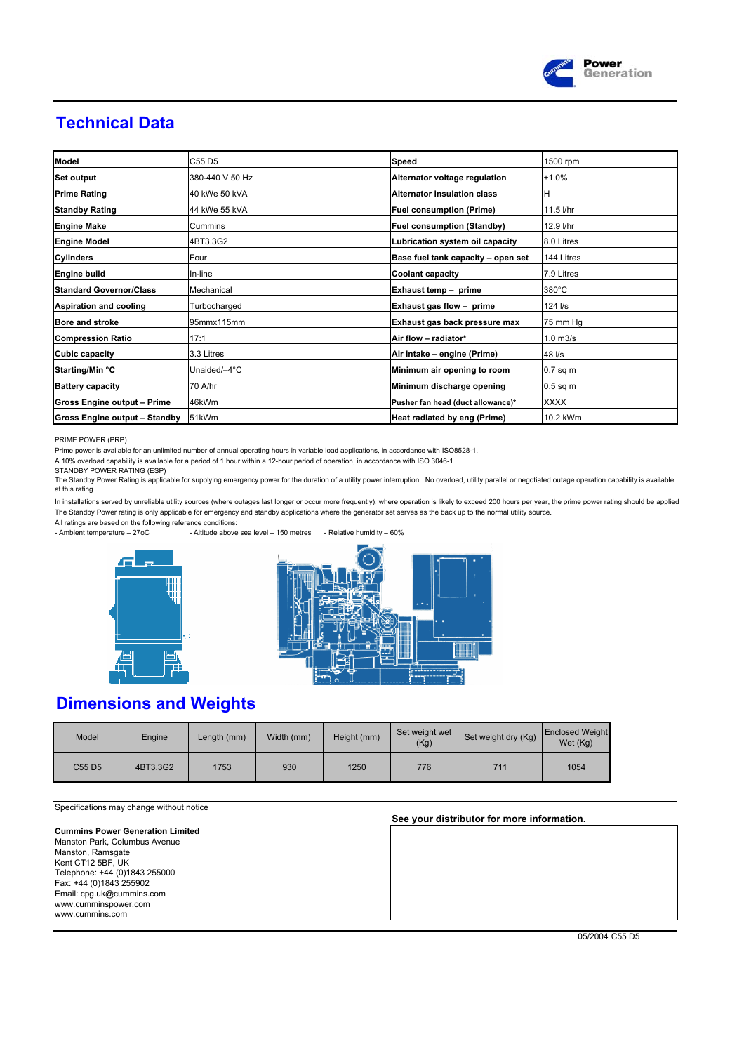# Technical Data

| | | | |
|---|---|---|---|
| **Model** | C55 D5 | **Speed** | 1500 rpm |
| **Set output** | 380-440 V 50 Hz | **Alternator voltage regulation** | ±1.0% |
| **Prime Rating** | 40 kWe 50 kVA | **Alternator insulation class** | H |
| **Standby Rating** | 44 kWe 55 kVA | **Fuel consumption (Prime)** | 11.5 l/hr |
| **Engine Make** | Cummins | **Fuel consumption (Standby)** | 12.9 l/hr |
| **Engine Model** | 4BT3.3G2 | **Lubrication system oil capacity** | 8.0 Litres |
| **Cylinders** | Four | **Base fuel tank capacity – open set** | 144 Litres |
| **Engine build** | In-line | **Coolant capacity** | 7.9 Litres |
| **Standard Governor/Class** | Mechanical | **Exhaust temp – prime** | 380°C |
| **Aspiration and cooling** | Turbocharged | **Exhaust gas flow – prime** | 124 l/s |
| **Bore and stroke** | 95mmx115mm | **Exhaust gas back pressure max** | 75 mm Hg |
| **Compression Ratio** | 17:1 | **Air flow – radiator*** | 1.0 m3/s |
| **Cubic capacity** | 3.3 Litres | **Air intake – engine (Prime)** | 48 l/s |
| **Starting/Min °C** | Unaided/–4°C | **Minimum air opening to room** | 0.7 sq m |
| **Battery capacity** | 70 A/hr | **Minimum discharge opening** | 0.5 sq m |
| **Gross Engine output – Prime** | 46kWm | **Pusher fan head (duct allowance)*** | XXXX |
| **Gross Engine output – Standby** | 51kWm | **Heat radiated by eng (Prime)** | 10.2 kWm |

PRIME POWER (PRP)

Prime power is available for an unlimited number of annual operating hours in variable load applications, in accordance with ISO8528-1.

A 10% overload capability is available for a period of 1 hour within a 12-hour period of operation, in accordance with ISO 3046-1.

STANDBY POWER RATING (ESP)

The Standby Power Rating is applicable for supplying emergency power for the duration of a utility power interruption. No overload, utility parallel or negotiated outage operation capability is available at this rating.

In installations served by unreliable utility sources (where outages last longer or occur more frequently), where operation is likely to exceed 200 hours per year, the prime power rating should be applied

The Standby Power rating is only applicable for emergency and standby applications where the generator set serves as the back up to the normal utility source.

All ratings are based on the following reference conditions:

- Ambient temperature – 27oC
- Altitude above sea level – 150 metres
- Relative humidity – 60%

# Dimensions and Weights

| Model | Engine | Length (mm) | Width (mm) | Height (mm) | Set weight wet (Kg) | Set weight dry (Kg) | Enclosed Weight Wet (Kg) |
|---|---|---|---|---|---|---|---|
| C55 D5 | 4BT3.3G2 | 1753 | 930 | 1250 | 776 | 711 | 1054 |

Specifications may change without notice

**Cummins Power Generation Limited**
Manston Park, Columbus Avenue
Manston, Ramsgate
Kent CT12 5BF, UK
Telephone: +44 (0)1843 255000
Fax: +44 (0)1843 255902
Email: cpg.uk@cummins.com
www.cumminspower.com
www.cummins.com

**See your distributor for more information.**

05/2004 C55 D5